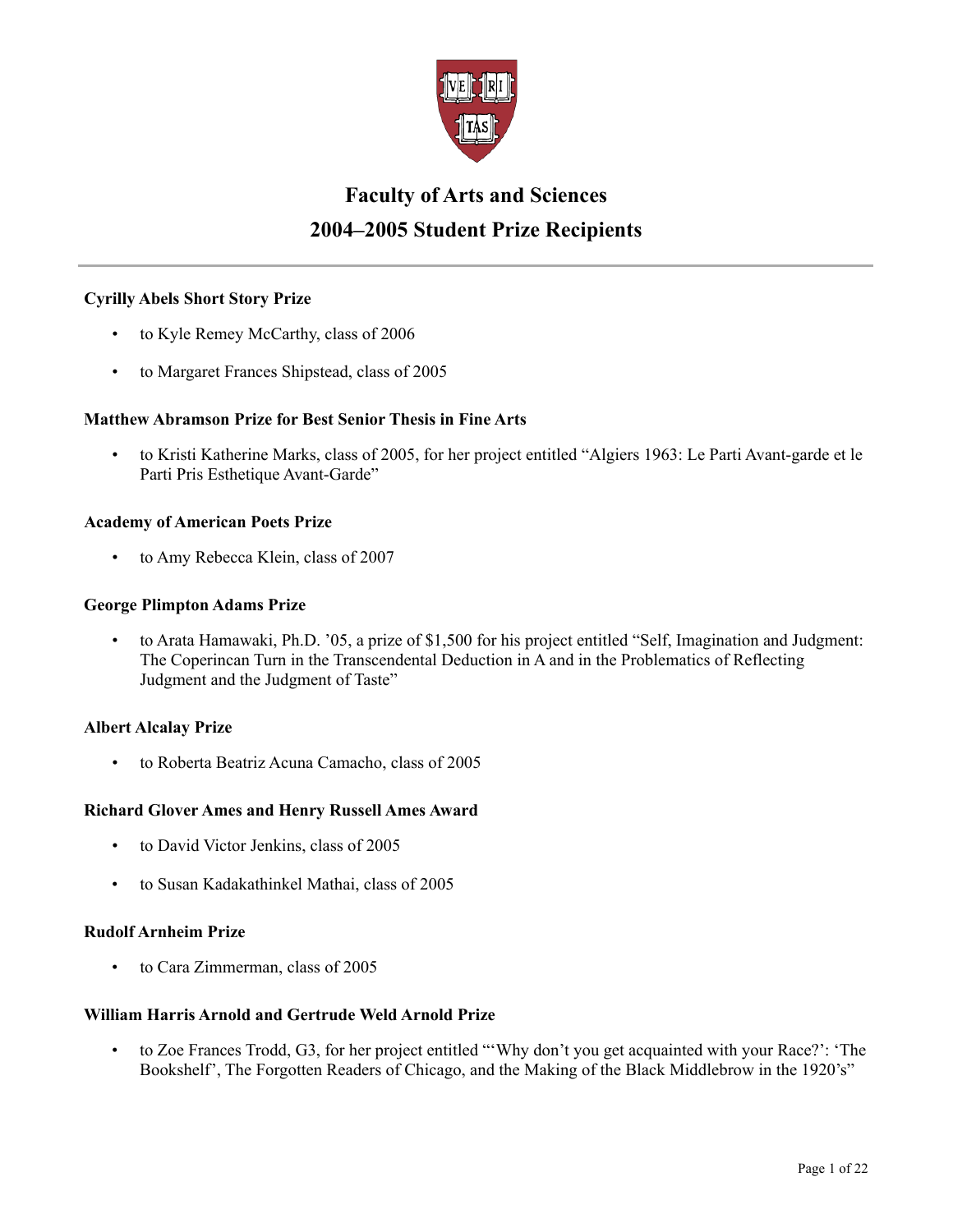# Faculty of Arts and Sciences
# 2004–2005 Student Prize Recipients

---

### Cyrilly Abels Short Story Prize

- to Kyle Remey McCarthy, class of 2006
- to Margaret Frances Shipstead, class of 2005

### Matthew Abramson Prize for Best Senior Thesis in Fine Arts

- to Kristi Katherine Marks, class of 2005, for her project entitled "Algiers 1963: Le Parti Avant-garde et le Parti Pris Esthetique Avant-Garde"

### Academy of American Poets Prize

- to Amy Rebecca Klein, class of 2007

### George Plimpton Adams Prize

- to Arata Hamawaki, Ph.D. '05, a prize of $1,500 for his project entitled "Self, Imagination and Judgment: The Coperincan Turn in the Transcendental Deduction in A and in the Problematics of Reflecting Judgment and the Judgment of Taste"

### Albert Alcalay Prize

- to Roberta Beatriz Acuna Camacho, class of 2005

### Richard Glover Ames and Henry Russell Ames Award

- to David Victor Jenkins, class of 2005
- to Susan Kadakathinkel Mathai, class of 2005

### Rudolf Arnheim Prize

- to Cara Zimmerman, class of 2005

### William Harris Arnold and Gertrude Weld Arnold Prize

- to Zoe Frances Trodd, G3, for her project entitled "'Why don't you get acquainted with your Race?': 'The Bookshelf', The Forgotten Readers of Chicago, and the Making of the Black Middlebrow in the 1920's"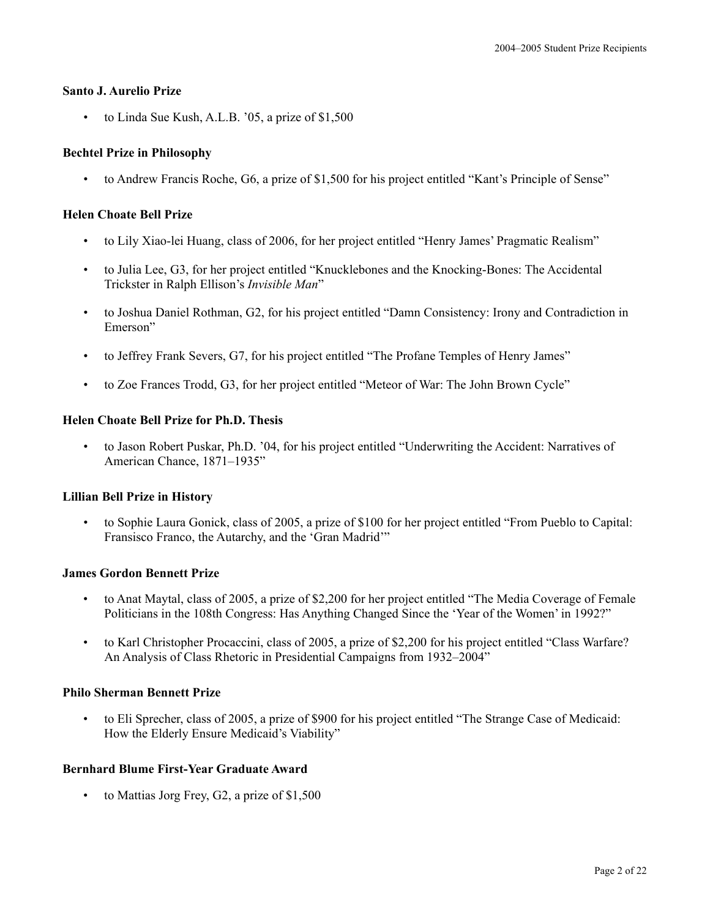### Santo J. Aurelio Prize

- to Linda Sue Kush, A.L.B. ’05, a prize of $1,500

### Bechtel Prize in Philosophy

- to Andrew Francis Roche, G6, a prize of $1,500 for his project entitled “Kant’s Principle of Sense”

### Helen Choate Bell Prize

- to Lily Xiao-lei Huang, class of 2006, for her project entitled “Henry James’ Pragmatic Realism”
- to Julia Lee, G3, for her project entitled “Knucklebones and the Knocking-Bones: The Accidental Trickster in Ralph Ellison’s *Invisible Man*”
- to Joshua Daniel Rothman, G2, for his project entitled “Damn Consistency: Irony and Contradiction in Emerson”
- to Jeffrey Frank Severs, G7, for his project entitled “The Profane Temples of Henry James”
- to Zoe Frances Trodd, G3, for her project entitled “Meteor of War: The John Brown Cycle”

### Helen Choate Bell Prize for Ph.D. Thesis

- to Jason Robert Puskar, Ph.D. ’04, for his project entitled “Underwriting the Accident: Narratives of American Chance, 1871–1935”

### Lillian Bell Prize in History

- to Sophie Laura Gonick, class of 2005, a prize of $100 for her project entitled “From Pueblo to Capital: Fransisco Franco, the Autarchy, and the ‘Gran Madrid’”

### James Gordon Bennett Prize

- to Anat Maytal, class of 2005, a prize of $2,200 for her project entitled “The Media Coverage of Female Politicians in the 108th Congress: Has Anything Changed Since the ‘Year of the Women’ in 1992?”
- to Karl Christopher Procaccini, class of 2005, a prize of $2,200 for his project entitled “Class Warfare? An Analysis of Class Rhetoric in Presidential Campaigns from 1932–2004”

### Philo Sherman Bennett Prize

- to Eli Sprecher, class of 2005, a prize of $900 for his project entitled “The Strange Case of Medicaid: How the Elderly Ensure Medicaid’s Viability”

### Bernhard Blume First-Year Graduate Award

- to Mattias Jorg Frey, G2, a prize of $1,500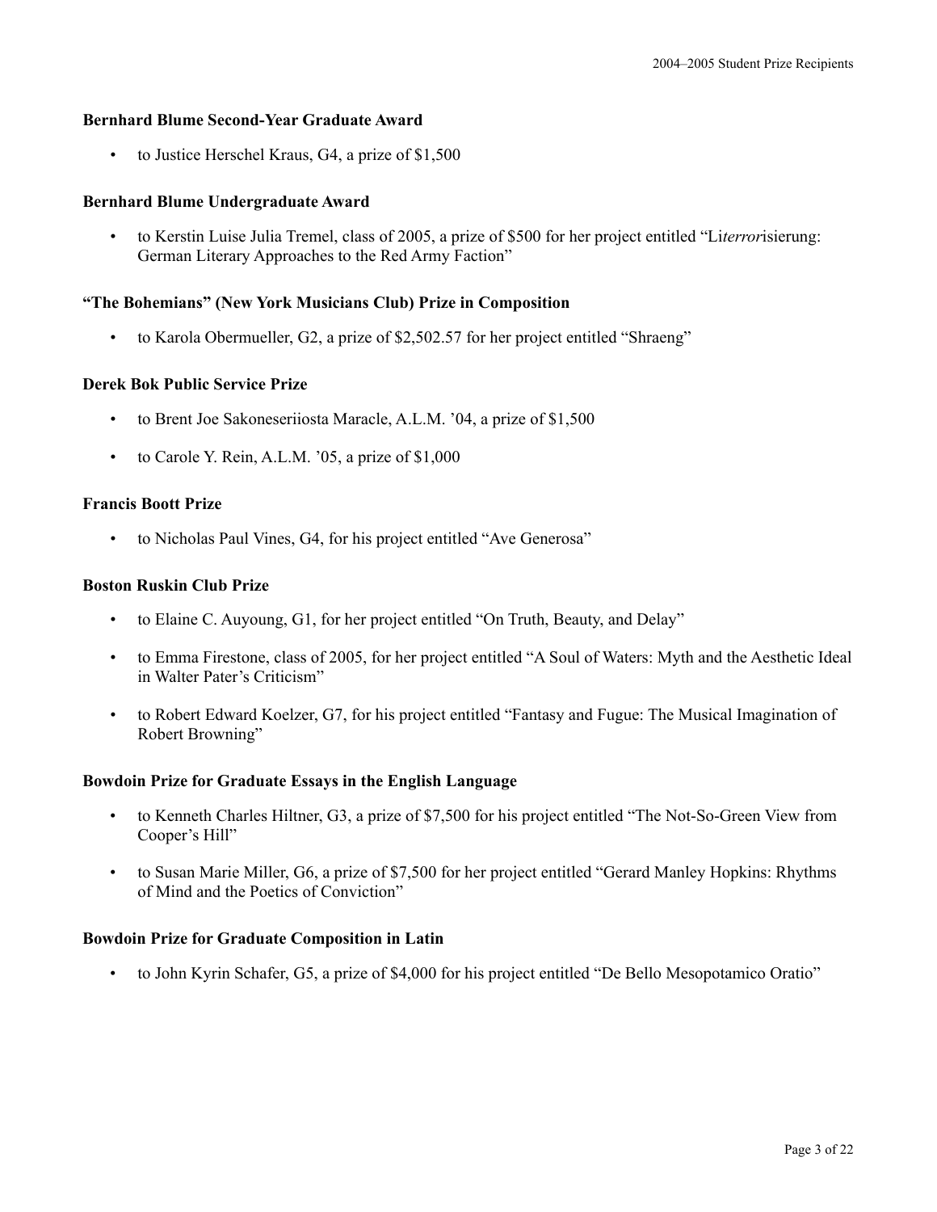### Bernhard Blume Second-Year Graduate Award

- to Justice Herschel Kraus, G4, a prize of $1,500

### Bernhard Blume Undergraduate Award

- to Kerstin Luise Julia Tremel, class of 2005, a prize of $500 for her project entitled “Li*terror*isierung: German Literary Approaches to the Red Army Faction”

### “The Bohemians” (New York Musicians Club) Prize in Composition

- to Karola Obermueller, G2, a prize of $2,502.57 for her project entitled “Shraeng”

### Derek Bok Public Service Prize

- to Brent Joe Sakoneseriiosta Maracle, A.L.M. ’04, a prize of $1,500
- to Carole Y. Rein, A.L.M. ’05, a prize of $1,000

### Francis Boott Prize

- to Nicholas Paul Vines, G4, for his project entitled “Ave Generosa”

### Boston Ruskin Club Prize

- to Elaine C. Auyoung, G1, for her project entitled “On Truth, Beauty, and Delay”
- to Emma Firestone, class of 2005, for her project entitled “A Soul of Waters: Myth and the Aesthetic Ideal in Walter Pater’s Criticism”
- to Robert Edward Koelzer, G7, for his project entitled “Fantasy and Fugue: The Musical Imagination of Robert Browning”

### Bowdoin Prize for Graduate Essays in the English Language

- to Kenneth Charles Hiltner, G3, a prize of $7,500 for his project entitled “The Not-So-Green View from Cooper’s Hill”
- to Susan Marie Miller, G6, a prize of $7,500 for her project entitled “Gerard Manley Hopkins: Rhythms of Mind and the Poetics of Conviction”

### Bowdoin Prize for Graduate Composition in Latin

- to John Kyrin Schafer, G5, a prize of $4,000 for his project entitled “De Bello Mesopotamico Oratio”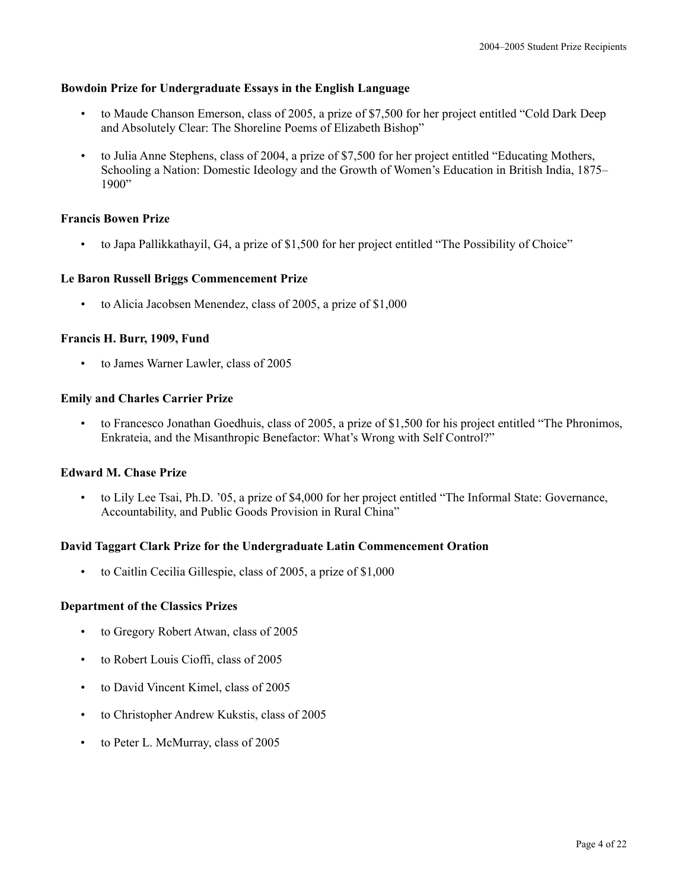**Bowdoin Prize for Undergraduate Essays in the English Language**

- to Maude Chanson Emerson, class of 2005, a prize of $7,500 for her project entitled "Cold Dark Deep and Absolutely Clear: The Shoreline Poems of Elizabeth Bishop"
- to Julia Anne Stephens, class of 2004, a prize of $7,500 for her project entitled "Educating Mothers, Schooling a Nation: Domestic Ideology and the Growth of Women's Education in British India, 1875–1900"

**Francis Bowen Prize**

- to Japa Pallikkathayil, G4, a prize of $1,500 for her project entitled "The Possibility of Choice"

**Le Baron Russell Briggs Commencement Prize**

- to Alicia Jacobsen Menendez, class of 2005, a prize of $1,000

**Francis H. Burr, 1909, Fund**

- to James Warner Lawler, class of 2005

**Emily and Charles Carrier Prize**

- to Francesco Jonathan Goedhuis, class of 2005, a prize of $1,500 for his project entitled "The Phronimos, Enkrateia, and the Misanthropic Benefactor: What's Wrong with Self Control?"

**Edward M. Chase Prize**

- to Lily Lee Tsai, Ph.D. '05, a prize of $4,000 for her project entitled "The Informal State: Governance, Accountability, and Public Goods Provision in Rural China"

**David Taggart Clark Prize for the Undergraduate Latin Commencement Oration**

- to Caitlin Cecilia Gillespie, class of 2005, a prize of $1,000

**Department of the Classics Prizes**

- to Gregory Robert Atwan, class of 2005
- to Robert Louis Cioffi, class of 2005
- to David Vincent Kimel, class of 2005
- to Christopher Andrew Kukstis, class of 2005
- to Peter L. McMurray, class of 2005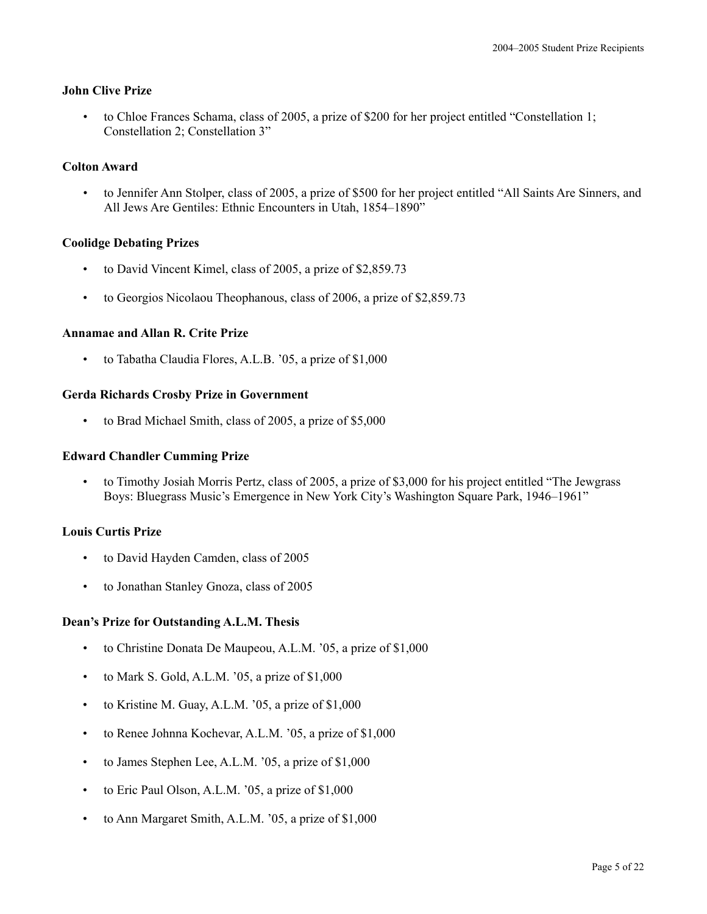### John Clive Prize

- to Chloe Frances Schama, class of 2005, a prize of $200 for her project entitled "Constellation 1; Constellation 2; Constellation 3"

### Colton Award

- to Jennifer Ann Stolper, class of 2005, a prize of $500 for her project entitled "All Saints Are Sinners, and All Jews Are Gentiles: Ethnic Encounters in Utah, 1854–1890"

### Coolidge Debating Prizes

- to David Vincent Kimel, class of 2005, a prize of $2,859.73
- to Georgios Nicolaou Theophanous, class of 2006, a prize of $2,859.73

### Annamae and Allan R. Crite Prize

- to Tabatha Claudia Flores, A.L.B. '05, a prize of $1,000

### Gerda Richards Crosby Prize in Government

- to Brad Michael Smith, class of 2005, a prize of $5,000

### Edward Chandler Cumming Prize

- to Timothy Josiah Morris Pertz, class of 2005, a prize of $3,000 for his project entitled "The Jewgrass Boys: Bluegrass Music's Emergence in New York City's Washington Square Park, 1946–1961"

### Louis Curtis Prize

- to David Hayden Camden, class of 2005
- to Jonathan Stanley Gnoza, class of 2005

### Dean's Prize for Outstanding A.L.M. Thesis

- to Christine Donata De Maupeou, A.L.M. '05, a prize of $1,000
- to Mark S. Gold, A.L.M. '05, a prize of $1,000
- to Kristine M. Guay, A.L.M. '05, a prize of $1,000
- to Renee Johnna Kochevar, A.L.M. '05, a prize of $1,000
- to James Stephen Lee, A.L.M. '05, a prize of $1,000
- to Eric Paul Olson, A.L.M. '05, a prize of $1,000
- to Ann Margaret Smith, A.L.M. '05, a prize of $1,000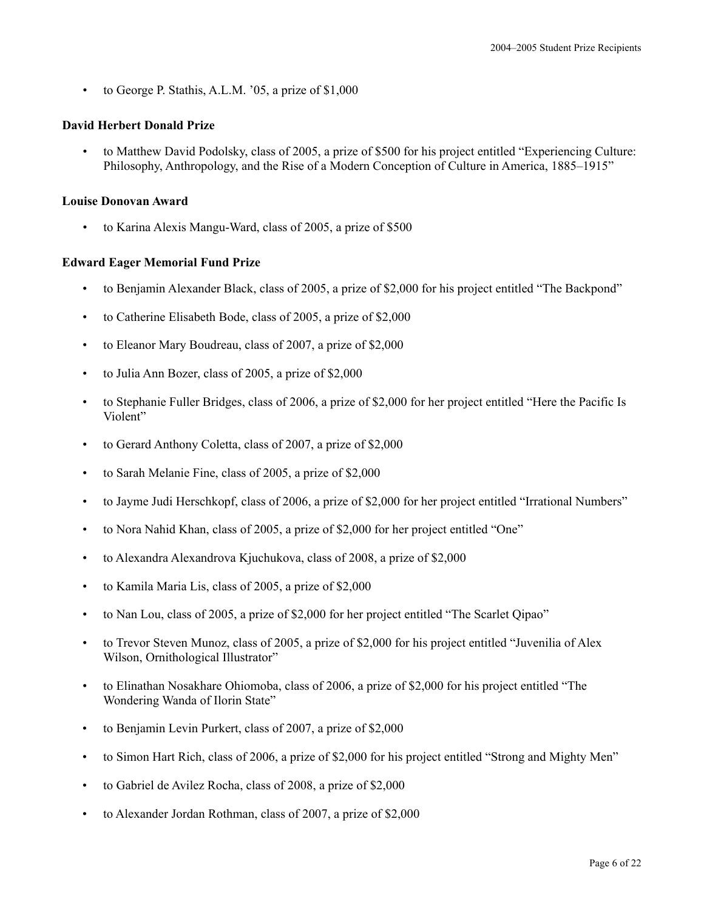- to George P. Stathis, A.L.M. ’05, a prize of $1,000

**David Herbert Donald Prize**

- to Matthew David Podolsky, class of 2005, a prize of $500 for his project entitled “Experiencing Culture: Philosophy, Anthropology, and the Rise of a Modern Conception of Culture in America, 1885–1915”

**Louise Donovan Award**

- to Karina Alexis Mangu-Ward, class of 2005, a prize of $500

**Edward Eager Memorial Fund Prize**

- to Benjamin Alexander Black, class of 2005, a prize of $2,000 for his project entitled “The Backpond”
- to Catherine Elisabeth Bode, class of 2005, a prize of $2,000
- to Eleanor Mary Boudreau, class of 2007, a prize of $2,000
- to Julia Ann Bozer, class of 2005, a prize of $2,000
- to Stephanie Fuller Bridges, class of 2006, a prize of $2,000 for her project entitled “Here the Pacific Is Violent”
- to Gerard Anthony Coletta, class of 2007, a prize of $2,000
- to Sarah Melanie Fine, class of 2005, a prize of $2,000
- to Jayme Judi Herschkopf, class of 2006, a prize of $2,000 for her project entitled “Irrational Numbers”
- to Nora Nahid Khan, class of 2005, a prize of $2,000 for her project entitled “One”
- to Alexandra Alexandrova Kjuchukova, class of 2008, a prize of $2,000
- to Kamila Maria Lis, class of 2005, a prize of $2,000
- to Nan Lou, class of 2005, a prize of $2,000 for her project entitled “The Scarlet Qipao”
- to Trevor Steven Munoz, class of 2005, a prize of $2,000 for his project entitled “Juvenilia of Alex Wilson, Ornithological Illustrator”
- to Elinathan Nosakhare Ohiomoba, class of 2006, a prize of $2,000 for his project entitled “The Wondering Wanda of Ilorin State”
- to Benjamin Levin Purkert, class of 2007, a prize of $2,000
- to Simon Hart Rich, class of 2006, a prize of $2,000 for his project entitled “Strong and Mighty Men”
- to Gabriel de Avilez Rocha, class of 2008, a prize of $2,000
- to Alexander Jordan Rothman, class of 2007, a prize of $2,000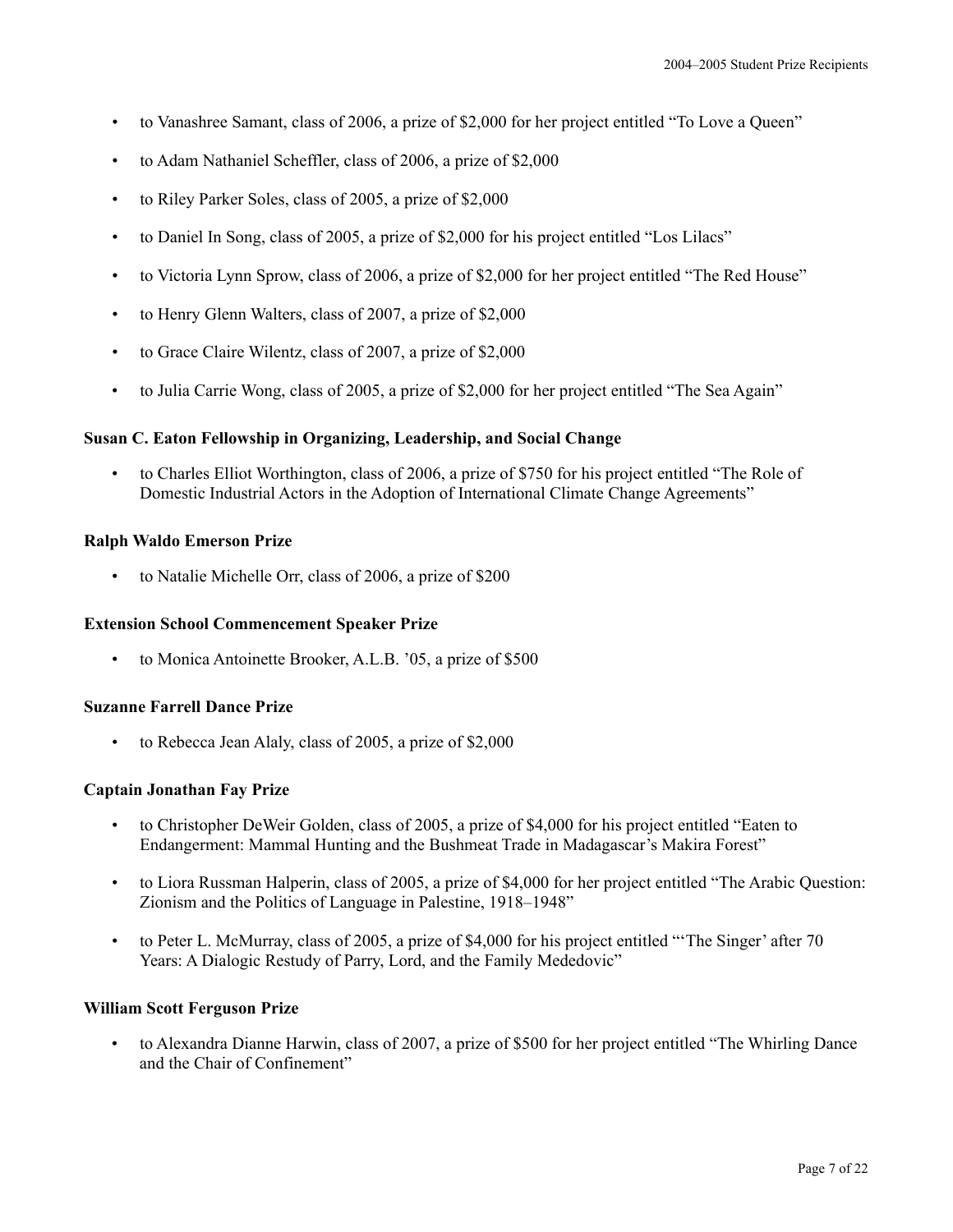- to Vanashree Samant, class of 2006, a prize of $2,000 for her project entitled "To Love a Queen"
- to Adam Nathaniel Scheffler, class of 2006, a prize of $2,000
- to Riley Parker Soles, class of 2005, a prize of $2,000
- to Daniel In Song, class of 2005, a prize of $2,000 for his project entitled "Los Lilacs"
- to Victoria Lynn Sprow, class of 2006, a prize of $2,000 for her project entitled "The Red House"
- to Henry Glenn Walters, class of 2007, a prize of $2,000
- to Grace Claire Wilentz, class of 2007, a prize of $2,000
- to Julia Carrie Wong, class of 2005, a prize of $2,000 for her project entitled "The Sea Again"

**Susan C. Eaton Fellowship in Organizing, Leadership, and Social Change**

- to Charles Elliot Worthington, class of 2006, a prize of $750 for his project entitled "The Role of Domestic Industrial Actors in the Adoption of International Climate Change Agreements"

**Ralph Waldo Emerson Prize**

- to Natalie Michelle Orr, class of 2006, a prize of $200

**Extension School Commencement Speaker Prize**

- to Monica Antoinette Brooker, A.L.B. '05, a prize of $500

**Suzanne Farrell Dance Prize**

- to Rebecca Jean Alaly, class of 2005, a prize of $2,000

**Captain Jonathan Fay Prize**

- to Christopher DeWeir Golden, class of 2005, a prize of $4,000 for his project entitled "Eaten to Endangerment: Mammal Hunting and the Bushmeat Trade in Madagascar's Makira Forest"
- to Liora Russman Halperin, class of 2005, a prize of $4,000 for her project entitled "The Arabic Question: Zionism and the Politics of Language in Palestine, 1918–1948"
- to Peter L. McMurray, class of 2005, a prize of $4,000 for his project entitled "'The Singer' after 70 Years: A Dialogic Restudy of Parry, Lord, and the Family Mededovic"

**William Scott Ferguson Prize**

- to Alexandra Dianne Harwin, class of 2007, a prize of $500 for her project entitled "The Whirling Dance and the Chair of Confinement"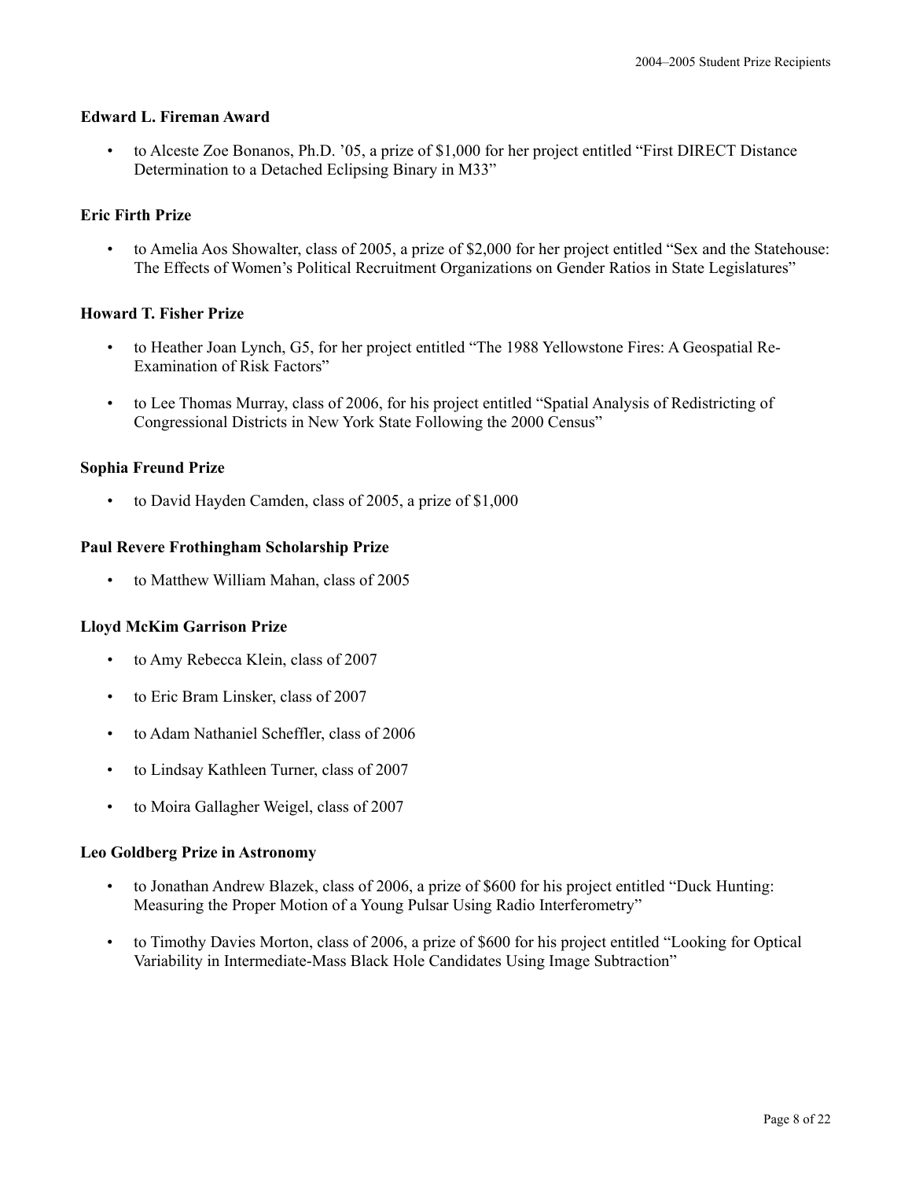### Edward L. Fireman Award

- to Alceste Zoe Bonanos, Ph.D. '05, a prize of $1,000 for her project entitled "First DIRECT Distance Determination to a Detached Eclipsing Binary in M33"

### Eric Firth Prize

- to Amelia Aos Showalter, class of 2005, a prize of $2,000 for her project entitled "Sex and the Statehouse: The Effects of Women's Political Recruitment Organizations on Gender Ratios in State Legislatures"

### Howard T. Fisher Prize

- to Heather Joan Lynch, G5, for her project entitled "The 1988 Yellowstone Fires: A Geospatial Re-Examination of Risk Factors"
- to Lee Thomas Murray, class of 2006, for his project entitled "Spatial Analysis of Redistricting of Congressional Districts in New York State Following the 2000 Census"

### Sophia Freund Prize

- to David Hayden Camden, class of 2005, a prize of $1,000

### Paul Revere Frothingham Scholarship Prize

- to Matthew William Mahan, class of 2005

### Lloyd McKim Garrison Prize

- to Amy Rebecca Klein, class of 2007
- to Eric Bram Linsker, class of 2007
- to Adam Nathaniel Scheffler, class of 2006
- to Lindsay Kathleen Turner, class of 2007
- to Moira Gallagher Weigel, class of 2007

### Leo Goldberg Prize in Astronomy

- to Jonathan Andrew Blazek, class of 2006, a prize of $600 for his project entitled "Duck Hunting: Measuring the Proper Motion of a Young Pulsar Using Radio Interferometry"
- to Timothy Davies Morton, class of 2006, a prize of $600 for his project entitled "Looking for Optical Variability in Intermediate-Mass Black Hole Candidates Using Image Subtraction"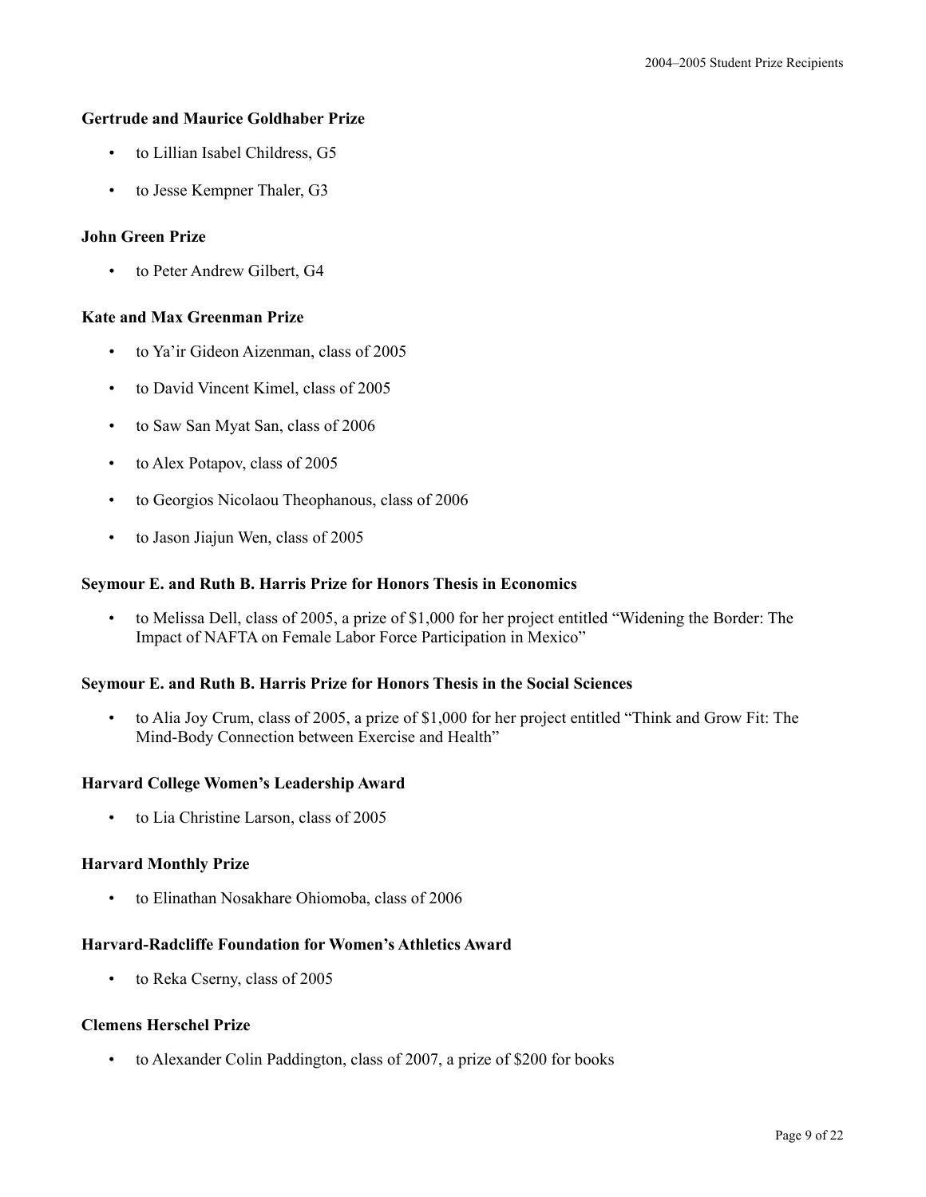**Gertrude and Maurice Goldhaber Prize**

- to Lillian Isabel Childress, G5
- to Jesse Kempner Thaler, G3

**John Green Prize**

- to Peter Andrew Gilbert, G4

**Kate and Max Greenman Prize**

- to Ya'ir Gideon Aizenman, class of 2005
- to David Vincent Kimel, class of 2005
- to Saw San Myat San, class of 2006
- to Alex Potapov, class of 2005
- to Georgios Nicolaou Theophanous, class of 2006
- to Jason Jiajun Wen, class of 2005

**Seymour E. and Ruth B. Harris Prize for Honors Thesis in Economics**

- to Melissa Dell, class of 2005, a prize of $1,000 for her project entitled "Widening the Border: The Impact of NAFTA on Female Labor Force Participation in Mexico"

**Seymour E. and Ruth B. Harris Prize for Honors Thesis in the Social Sciences**

- to Alia Joy Crum, class of 2005, a prize of $1,000 for her project entitled "Think and Grow Fit: The Mind-Body Connection between Exercise and Health"

**Harvard College Women's Leadership Award**

- to Lia Christine Larson, class of 2005

**Harvard Monthly Prize**

- to Elinathan Nosakhare Ohiomoba, class of 2006

**Harvard-Radcliffe Foundation for Women's Athletics Award**

- to Reka Cserny, class of 2005

**Clemens Herschel Prize**

- to Alexander Colin Paddington, class of 2007, a prize of $200 for books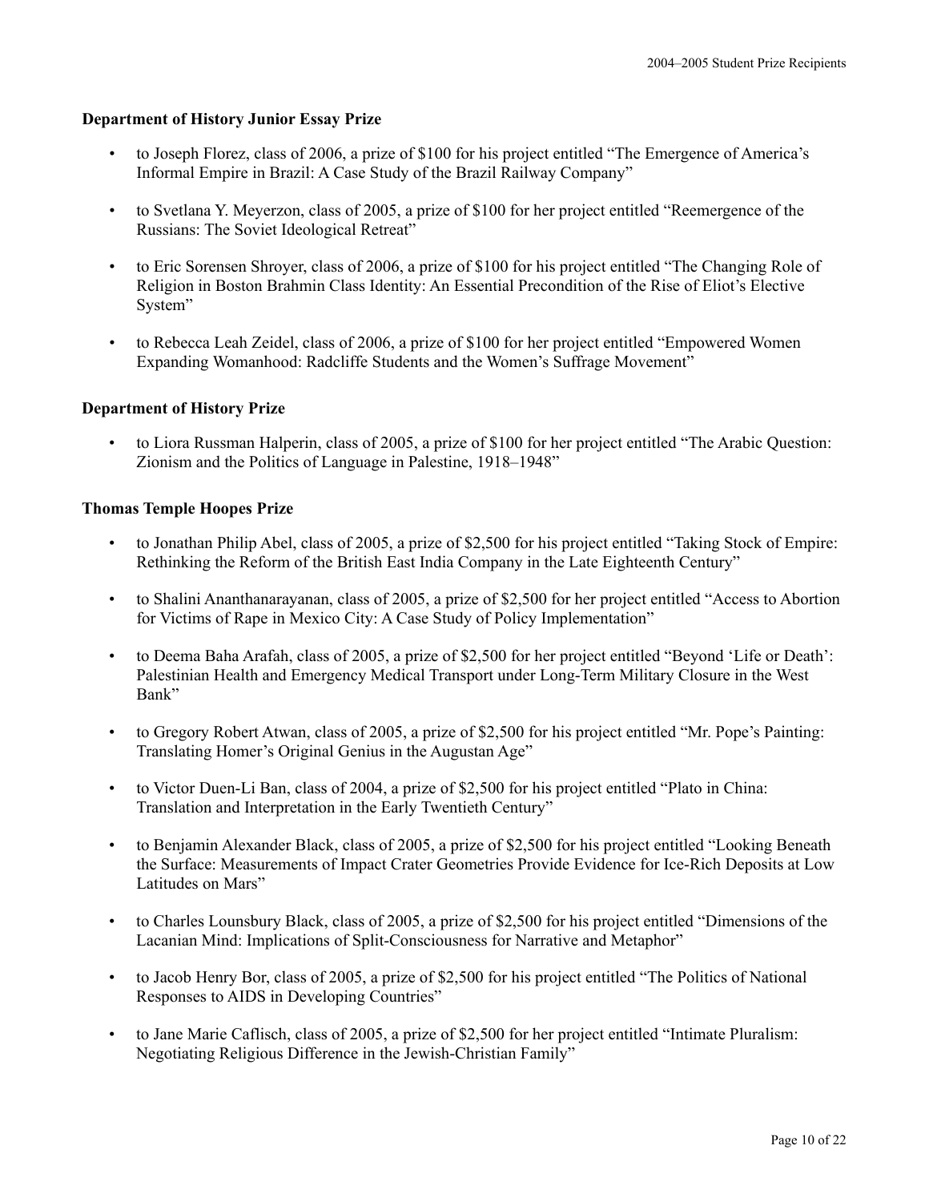**Department of History Junior Essay Prize**

- to Joseph Florez, class of 2006, a prize of $100 for his project entitled "The Emergence of America's Informal Empire in Brazil: A Case Study of the Brazil Railway Company"
- to Svetlana Y. Meyerzon, class of 2005, a prize of $100 for her project entitled "Reemergence of the Russians: The Soviet Ideological Retreat"
- to Eric Sorensen Shroyer, class of 2006, a prize of $100 for his project entitled "The Changing Role of Religion in Boston Brahmin Class Identity: An Essential Precondition of the Rise of Eliot's Elective System"
- to Rebecca Leah Zeidel, class of 2006, a prize of $100 for her project entitled "Empowered Women Expanding Womanhood: Radcliffe Students and the Women's Suffrage Movement"

**Department of History Prize**

- to Liora Russman Halperin, class of 2005, a prize of $100 for her project entitled "The Arabic Question: Zionism and the Politics of Language in Palestine, 1918–1948"

**Thomas Temple Hoopes Prize**

- to Jonathan Philip Abel, class of 2005, a prize of $2,500 for his project entitled "Taking Stock of Empire: Rethinking the Reform of the British East India Company in the Late Eighteenth Century"
- to Shalini Ananthanarayanan, class of 2005, a prize of $2,500 for her project entitled "Access to Abortion for Victims of Rape in Mexico City: A Case Study of Policy Implementation"
- to Deema Baha Arafah, class of 2005, a prize of $2,500 for her project entitled "Beyond 'Life or Death': Palestinian Health and Emergency Medical Transport under Long-Term Military Closure in the West Bank"
- to Gregory Robert Atwan, class of 2005, a prize of $2,500 for his project entitled "Mr. Pope's Painting: Translating Homer's Original Genius in the Augustan Age"
- to Victor Duen-Li Ban, class of 2004, a prize of $2,500 for his project entitled "Plato in China: Translation and Interpretation in the Early Twentieth Century"
- to Benjamin Alexander Black, class of 2005, a prize of $2,500 for his project entitled "Looking Beneath the Surface: Measurements of Impact Crater Geometries Provide Evidence for Ice-Rich Deposits at Low Latitudes on Mars"
- to Charles Lounsbury Black, class of 2005, a prize of $2,500 for his project entitled "Dimensions of the Lacanian Mind: Implications of Split-Consciousness for Narrative and Metaphor"
- to Jacob Henry Bor, class of 2005, a prize of $2,500 for his project entitled "The Politics of National Responses to AIDS in Developing Countries"
- to Jane Marie Caflisch, class of 2005, a prize of $2,500 for her project entitled "Intimate Pluralism: Negotiating Religious Difference in the Jewish-Christian Family"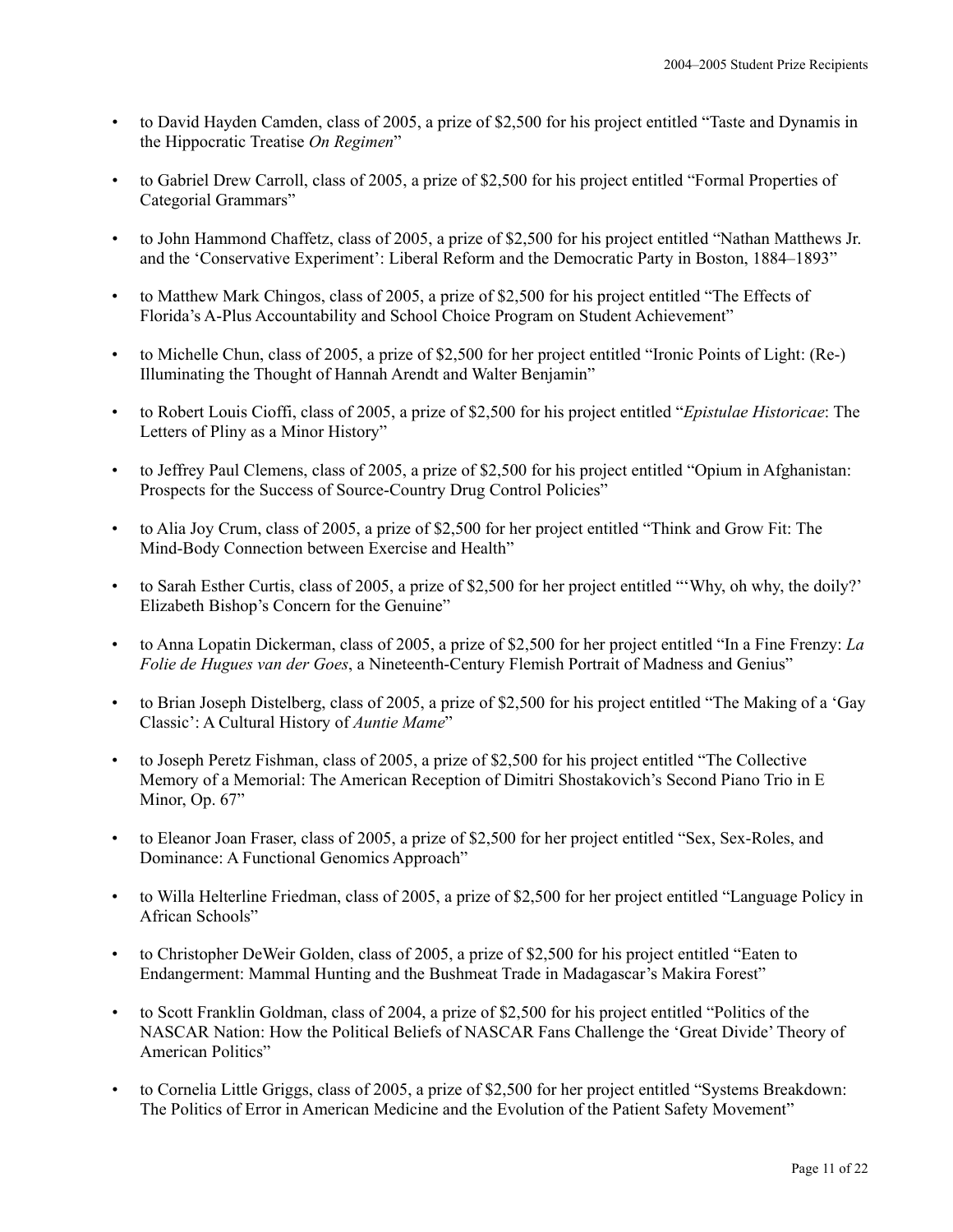- to David Hayden Camden, class of 2005, a prize of $2,500 for his project entitled "Taste and Dynamis in the Hippocratic Treatise *On Regimen*"

- to Gabriel Drew Carroll, class of 2005, a prize of $2,500 for his project entitled "Formal Properties of Categorial Grammars"

- to John Hammond Chaffetz, class of 2005, a prize of $2,500 for his project entitled "Nathan Matthews Jr. and the 'Conservative Experiment': Liberal Reform and the Democratic Party in Boston, 1884–1893"

- to Matthew Mark Chingos, class of 2005, a prize of $2,500 for his project entitled "The Effects of Florida's A-Plus Accountability and School Choice Program on Student Achievement"

- to Michelle Chun, class of 2005, a prize of $2,500 for her project entitled "Ironic Points of Light: (Re-) Illuminating the Thought of Hannah Arendt and Walter Benjamin"

- to Robert Louis Cioffi, class of 2005, a prize of $2,500 for his project entitled "*Epistulae Historicae*: The Letters of Pliny as a Minor History"

- to Jeffrey Paul Clemens, class of 2005, a prize of $2,500 for his project entitled "Opium in Afghanistan: Prospects for the Success of Source-Country Drug Control Policies"

- to Alia Joy Crum, class of 2005, a prize of $2,500 for her project entitled "Think and Grow Fit: The Mind-Body Connection between Exercise and Health"

- to Sarah Esther Curtis, class of 2005, a prize of $2,500 for her project entitled "'Why, oh why, the doily?' Elizabeth Bishop's Concern for the Genuine"

- to Anna Lopatin Dickerman, class of 2005, a prize of $2,500 for her project entitled "In a Fine Frenzy: *La Folie de Hugues van der Goes*, a Nineteenth-Century Flemish Portrait of Madness and Genius"

- to Brian Joseph Distelberg, class of 2005, a prize of $2,500 for his project entitled "The Making of a 'Gay Classic': A Cultural History of *Auntie Mame*"

- to Joseph Peretz Fishman, class of 2005, a prize of $2,500 for his project entitled "The Collective Memory of a Memorial: The American Reception of Dimitri Shostakovich's Second Piano Trio in E Minor, Op. 67"

- to Eleanor Joan Fraser, class of 2005, a prize of $2,500 for her project entitled "Sex, Sex-Roles, and Dominance: A Functional Genomics Approach"

- to Willa Helterline Friedman, class of 2005, a prize of $2,500 for her project entitled "Language Policy in African Schools"

- to Christopher DeWeir Golden, class of 2005, a prize of $2,500 for his project entitled "Eaten to Endangerment: Mammal Hunting and the Bushmeat Trade in Madagascar's Makira Forest"

- to Scott Franklin Goldman, class of 2004, a prize of $2,500 for his project entitled "Politics of the NASCAR Nation: How the Political Beliefs of NASCAR Fans Challenge the 'Great Divide' Theory of American Politics"

- to Cornelia Little Griggs, class of 2005, a prize of $2,500 for her project entitled "Systems Breakdown: The Politics of Error in American Medicine and the Evolution of the Patient Safety Movement"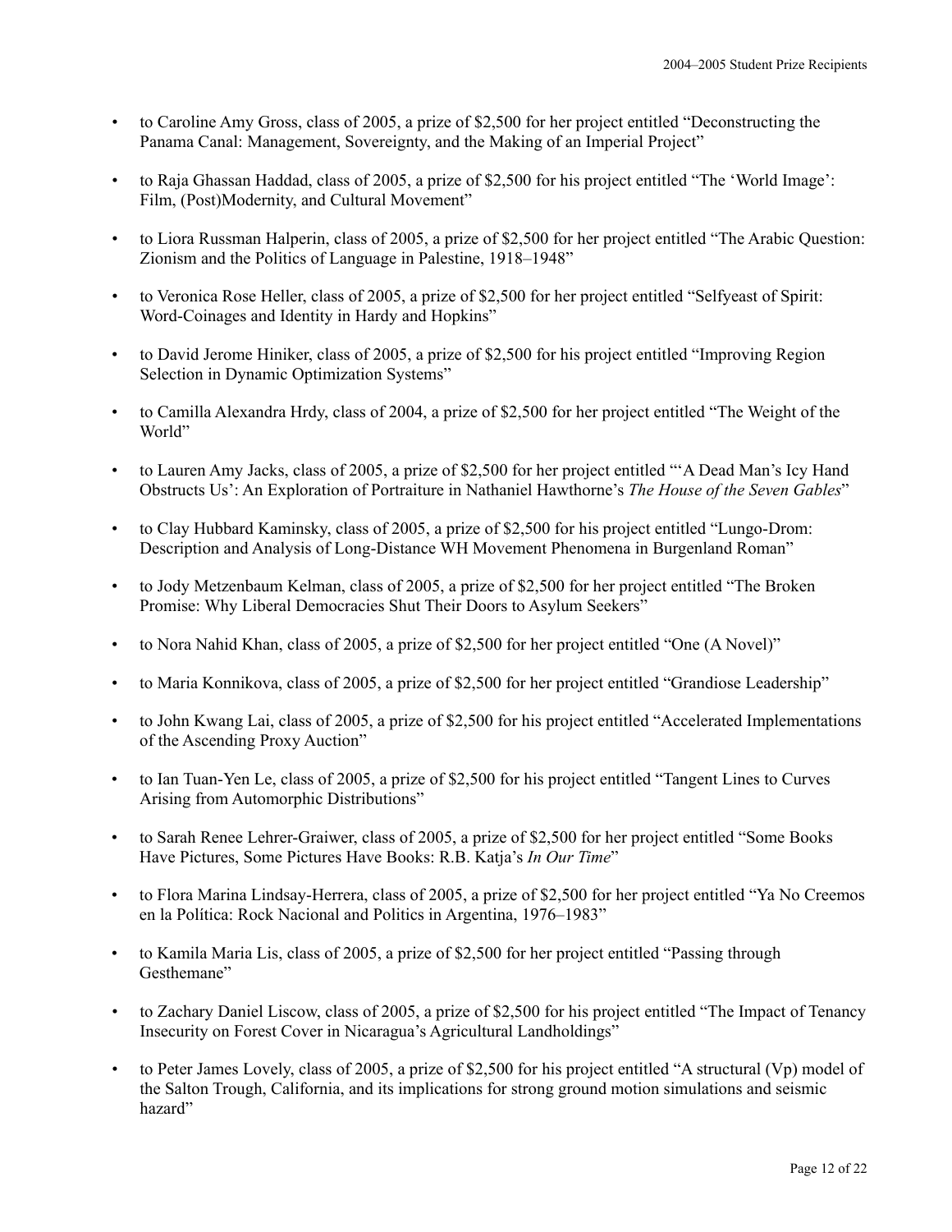- to Caroline Amy Gross, class of 2005, a prize of $2,500 for her project entitled "Deconstructing the Panama Canal: Management, Sovereignty, and the Making of an Imperial Project"

- to Raja Ghassan Haddad, class of 2005, a prize of $2,500 for his project entitled "The 'World Image': Film, (Post)Modernity, and Cultural Movement"

- to Liora Russman Halperin, class of 2005, a prize of $2,500 for her project entitled "The Arabic Question: Zionism and the Politics of Language in Palestine, 1918–1948"

- to Veronica Rose Heller, class of 2005, a prize of $2,500 for her project entitled "Selfyeast of Spirit: Word-Coinages and Identity in Hardy and Hopkins"

- to David Jerome Hiniker, class of 2005, a prize of $2,500 for his project entitled "Improving Region Selection in Dynamic Optimization Systems"

- to Camilla Alexandra Hrdy, class of 2004, a prize of $2,500 for her project entitled "The Weight of the World"

- to Lauren Amy Jacks, class of 2005, a prize of $2,500 for her project entitled "'A Dead Man's Icy Hand Obstructs Us': An Exploration of Portraiture in Nathaniel Hawthorne's *The House of the Seven Gables*"

- to Clay Hubbard Kaminsky, class of 2005, a prize of $2,500 for his project entitled "Lungo-Drom: Description and Analysis of Long-Distance WH Movement Phenomena in Burgenland Roman"

- to Jody Metzenbaum Kelman, class of 2005, a prize of $2,500 for her project entitled "The Broken Promise: Why Liberal Democracies Shut Their Doors to Asylum Seekers"

- to Nora Nahid Khan, class of 2005, a prize of $2,500 for her project entitled "One (A Novel)"

- to Maria Konnikova, class of 2005, a prize of $2,500 for her project entitled "Grandiose Leadership"

- to John Kwang Lai, class of 2005, a prize of $2,500 for his project entitled "Accelerated Implementations of the Ascending Proxy Auction"

- to Ian Tuan-Yen Le, class of 2005, a prize of $2,500 for his project entitled "Tangent Lines to Curves Arising from Automorphic Distributions"

- to Sarah Renee Lehrer-Graiwer, class of 2005, a prize of $2,500 for her project entitled "Some Books Have Pictures, Some Pictures Have Books: R.B. Katja's *In Our Time*"

- to Flora Marina Lindsay-Herrera, class of 2005, a prize of $2,500 for her project entitled "Ya No Creemos en la Política: Rock Nacional and Politics in Argentina, 1976–1983"

- to Kamila Maria Lis, class of 2005, a prize of $2,500 for her project entitled "Passing through Gesthemane"

- to Zachary Daniel Liscow, class of 2005, a prize of $2,500 for his project entitled "The Impact of Tenancy Insecurity on Forest Cover in Nicaragua's Agricultural Landholdings"

- to Peter James Lovely, class of 2005, a prize of $2,500 for his project entitled "A structural (Vp) model of the Salton Trough, California, and its implications for strong ground motion simulations and seismic hazard"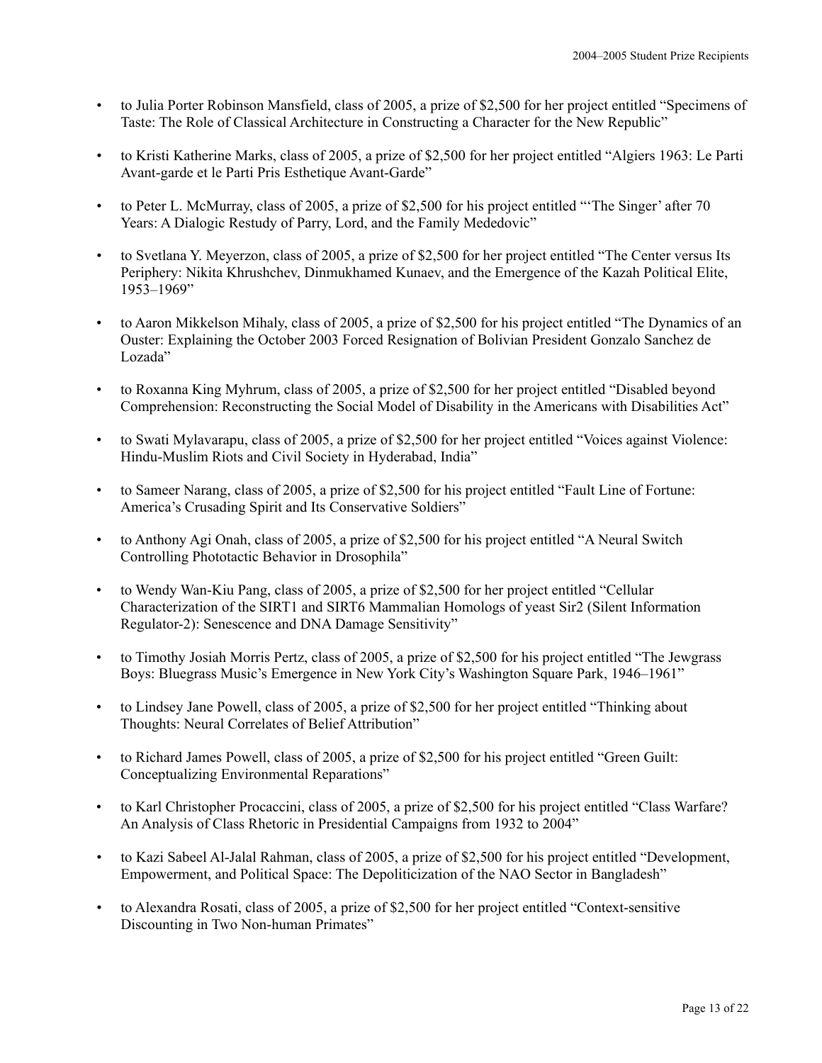- to Julia Porter Robinson Mansfield, class of 2005, a prize of $2,500 for her project entitled "Specimens of Taste: The Role of Classical Architecture in Constructing a Character for the New Republic"

- to Kristi Katherine Marks, class of 2005, a prize of $2,500 for her project entitled "Algiers 1963: Le Parti Avant-garde et le Parti Pris Esthetique Avant-Garde"

- to Peter L. McMurray, class of 2005, a prize of $2,500 for his project entitled "'The Singer' after 70 Years: A Dialogic Restudy of Parry, Lord, and the Family Mededovic"

- to Svetlana Y. Meyerzon, class of 2005, a prize of $2,500 for her project entitled "The Center versus Its Periphery: Nikita Khrushchev, Dinmukhamed Kunaev, and the Emergence of the Kazah Political Elite, 1953–1969"

- to Aaron Mikkelson Mihaly, class of 2005, a prize of $2,500 for his project entitled "The Dynamics of an Ouster: Explaining the October 2003 Forced Resignation of Bolivian President Gonzalo Sanchez de Lozada"

- to Roxanna King Myhrum, class of 2005, a prize of $2,500 for her project entitled "Disabled beyond Comprehension: Reconstructing the Social Model of Disability in the Americans with Disabilities Act"

- to Swati Mylavarapu, class of 2005, a prize of $2,500 for her project entitled "Voices against Violence: Hindu-Muslim Riots and Civil Society in Hyderabad, India"

- to Sameer Narang, class of 2005, a prize of $2,500 for his project entitled "Fault Line of Fortune: America's Crusading Spirit and Its Conservative Soldiers"

- to Anthony Agi Onah, class of 2005, a prize of $2,500 for his project entitled "A Neural Switch Controlling Phototactic Behavior in Drosophila"

- to Wendy Wan-Kiu Pang, class of 2005, a prize of $2,500 for her project entitled "Cellular Characterization of the SIRT1 and SIRT6 Mammalian Homologs of yeast Sir2 (Silent Information Regulator-2): Senescence and DNA Damage Sensitivity"

- to Timothy Josiah Morris Pertz, class of 2005, a prize of $2,500 for his project entitled "The Jewgrass Boys: Bluegrass Music's Emergence in New York City's Washington Square Park, 1946–1961"

- to Lindsey Jane Powell, class of 2005, a prize of $2,500 for her project entitled "Thinking about Thoughts: Neural Correlates of Belief Attribution"

- to Richard James Powell, class of 2005, a prize of $2,500 for his project entitled "Green Guilt: Conceptualizing Environmental Reparations"

- to Karl Christopher Procaccini, class of 2005, a prize of $2,500 for his project entitled "Class Warfare? An Analysis of Class Rhetoric in Presidential Campaigns from 1932 to 2004"

- to Kazi Sabeel Al-Jalal Rahman, class of 2005, a prize of $2,500 for his project entitled "Development, Empowerment, and Political Space: The Depoliticization of the NAO Sector in Bangladesh"

- to Alexandra Rosati, class of 2005, a prize of $2,500 for her project entitled "Context-sensitive Discounting in Two Non-human Primates"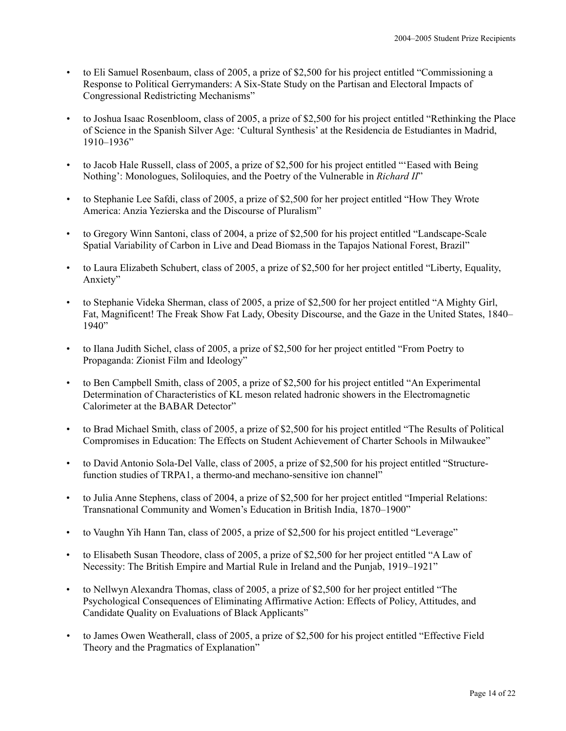- to Eli Samuel Rosenbaum, class of 2005, a prize of $2,500 for his project entitled "Commissioning a Response to Political Gerrymanders: A Six-State Study on the Partisan and Electoral Impacts of Congressional Redistricting Mechanisms"

- to Joshua Isaac Rosenbloom, class of 2005, a prize of $2,500 for his project entitled "Rethinking the Place of Science in the Spanish Silver Age: 'Cultural Synthesis' at the Residencia de Estudiantes in Madrid, 1910–1936"

- to Jacob Hale Russell, class of 2005, a prize of $2,500 for his project entitled "'Eased with Being Nothing': Monologues, Soliloquies, and the Poetry of the Vulnerable in *Richard II*"

- to Stephanie Lee Safdi, class of 2005, a prize of $2,500 for her project entitled "How They Wrote America: Anzia Yezierska and the Discourse of Pluralism"

- to Gregory Winn Santoni, class of 2004, a prize of $2,500 for his project entitled "Landscape-Scale Spatial Variability of Carbon in Live and Dead Biomass in the Tapajos National Forest, Brazil"

- to Laura Elizabeth Schubert, class of 2005, a prize of $2,500 for her project entitled "Liberty, Equality, Anxiety"

- to Stephanie Videka Sherman, class of 2005, a prize of $2,500 for her project entitled "A Mighty Girl, Fat, Magnificent! The Freak Show Fat Lady, Obesity Discourse, and the Gaze in the United States, 1840–1940"

- to Ilana Judith Sichel, class of 2005, a prize of $2,500 for her project entitled "From Poetry to Propaganda: Zionist Film and Ideology"

- to Ben Campbell Smith, class of 2005, a prize of $2,500 for his project entitled "An Experimental Determination of Characteristics of KL meson related hadronic showers in the Electromagnetic Calorimeter at the BABAR Detector"

- to Brad Michael Smith, class of 2005, a prize of $2,500 for his project entitled "The Results of Political Compromises in Education: The Effects on Student Achievement of Charter Schools in Milwaukee"

- to David Antonio Sola-Del Valle, class of 2005, a prize of $2,500 for his project entitled "Structure-function studies of TRPA1, a thermo-and mechano-sensitive ion channel"

- to Julia Anne Stephens, class of 2004, a prize of $2,500 for her project entitled "Imperial Relations: Transnational Community and Women's Education in British India, 1870–1900"

- to Vaughn Yih Hann Tan, class of 2005, a prize of $2,500 for his project entitled "Leverage"

- to Elisabeth Susan Theodore, class of 2005, a prize of $2,500 for her project entitled "A Law of Necessity: The British Empire and Martial Rule in Ireland and the Punjab, 1919–1921"

- to Nellwyn Alexandra Thomas, class of 2005, a prize of $2,500 for her project entitled "The Psychological Consequences of Eliminating Affirmative Action: Effects of Policy, Attitudes, and Candidate Quality on Evaluations of Black Applicants"

- to James Owen Weatherall, class of 2005, a prize of $2,500 for his project entitled "Effective Field Theory and the Pragmatics of Explanation"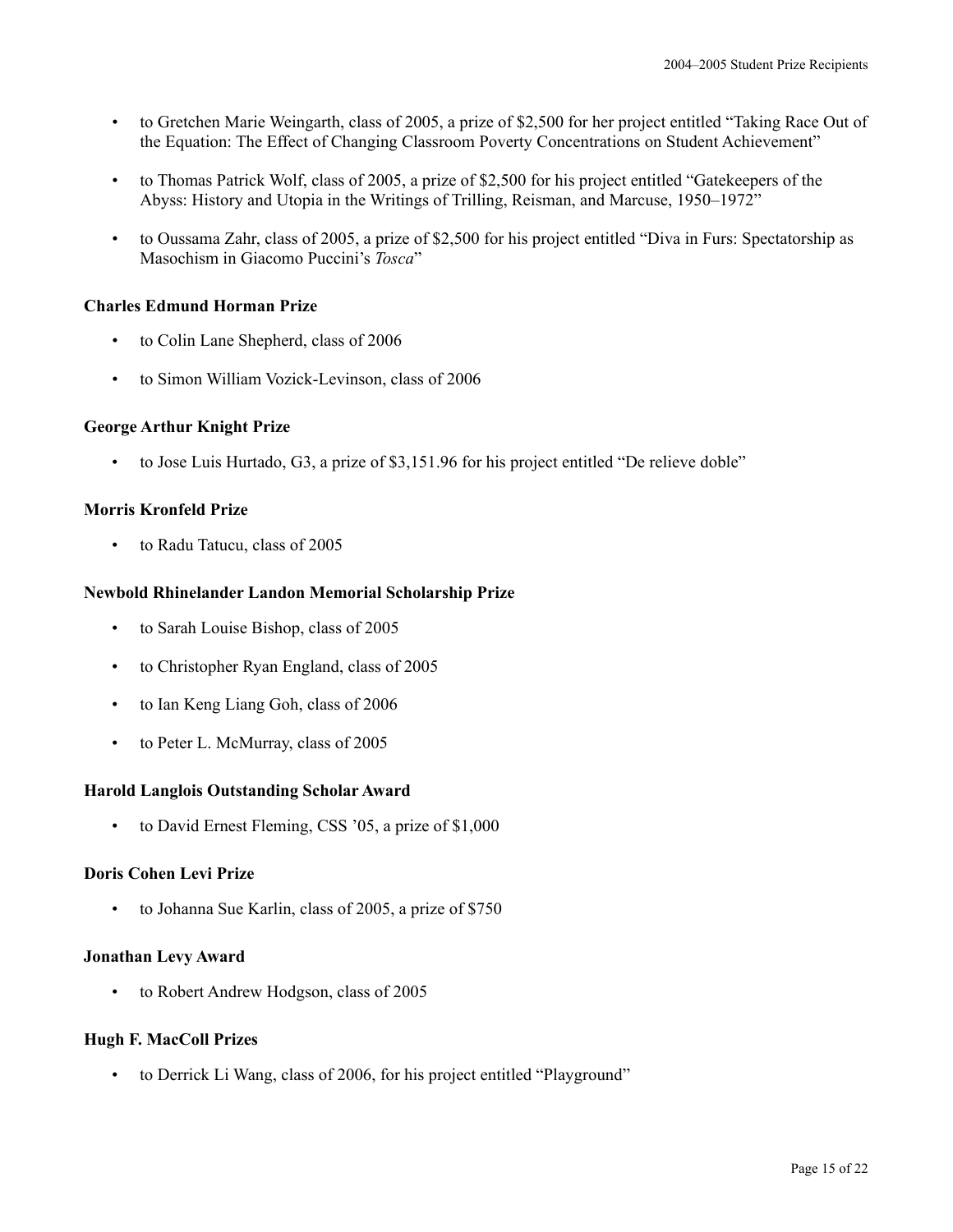- to Gretchen Marie Weingarth, class of 2005, a prize of $2,500 for her project entitled "Taking Race Out of the Equation: The Effect of Changing Classroom Poverty Concentrations on Student Achievement"
- to Thomas Patrick Wolf, class of 2005, a prize of $2,500 for his project entitled "Gatekeepers of the Abyss: History and Utopia in the Writings of Trilling, Reisman, and Marcuse, 1950–1972"
- to Oussama Zahr, class of 2005, a prize of $2,500 for his project entitled "Diva in Furs: Spectatorship as Masochism in Giacomo Puccini's *Tosca*"

**Charles Edmund Horman Prize**

- to Colin Lane Shepherd, class of 2006
- to Simon William Vozick-Levinson, class of 2006

**George Arthur Knight Prize**

- to Jose Luis Hurtado, G3, a prize of $3,151.96 for his project entitled "De relieve doble"

**Morris Kronfeld Prize**

- to Radu Tatucu, class of 2005

**Newbold Rhinelander Landon Memorial Scholarship Prize**

- to Sarah Louise Bishop, class of 2005
- to Christopher Ryan England, class of 2005
- to Ian Keng Liang Goh, class of 2006
- to Peter L. McMurray, class of 2005

**Harold Langlois Outstanding Scholar Award**

- to David Ernest Fleming, CSS '05, a prize of $1,000

**Doris Cohen Levi Prize**

- to Johanna Sue Karlin, class of 2005, a prize of $750

**Jonathan Levy Award**

- to Robert Andrew Hodgson, class of 2005

**Hugh F. MacColl Prizes**

- to Derrick Li Wang, class of 2006, for his project entitled "Playground"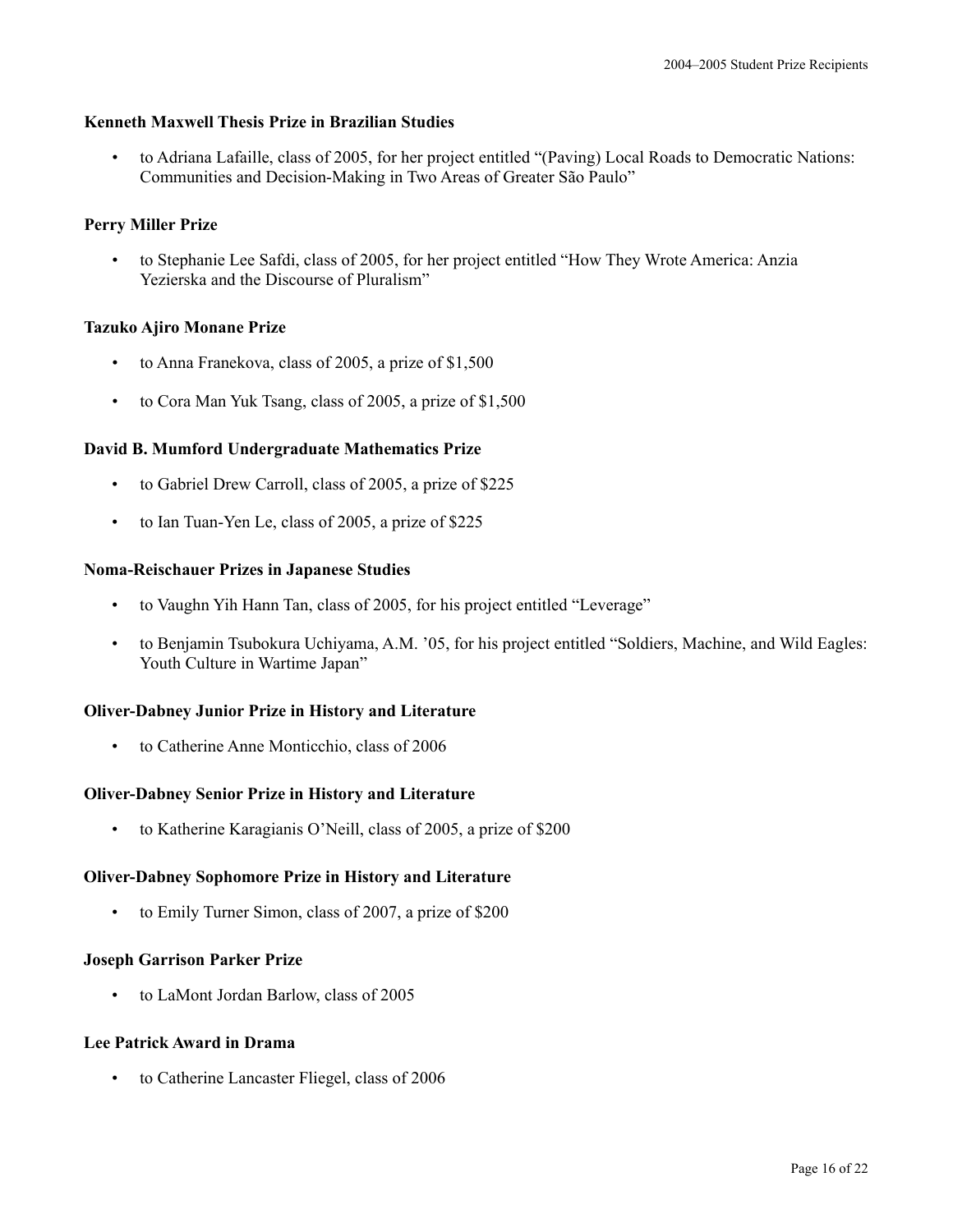**Kenneth Maxwell Thesis Prize in Brazilian Studies**

- to Adriana Lafaille, class of 2005, for her project entitled "(Paving) Local Roads to Democratic Nations: Communities and Decision-Making in Two Areas of Greater São Paulo"

**Perry Miller Prize**

- to Stephanie Lee Safdi, class of 2005, for her project entitled "How They Wrote America: Anzia Yezierska and the Discourse of Pluralism"

**Tazuko Ajiro Monane Prize**

- to Anna Franekova, class of 2005, a prize of $1,500
- to Cora Man Yuk Tsang, class of 2005, a prize of $1,500

**David B. Mumford Undergraduate Mathematics Prize**

- to Gabriel Drew Carroll, class of 2005, a prize of $225
- to Ian Tuan-Yen Le, class of 2005, a prize of $225

**Noma-Reischauer Prizes in Japanese Studies**

- to Vaughn Yih Hann Tan, class of 2005, for his project entitled "Leverage"
- to Benjamin Tsubokura Uchiyama, A.M. '05, for his project entitled "Soldiers, Machine, and Wild Eagles: Youth Culture in Wartime Japan"

**Oliver-Dabney Junior Prize in History and Literature**

- to Catherine Anne Monticchio, class of 2006

**Oliver-Dabney Senior Prize in History and Literature**

- to Katherine Karagianis O'Neill, class of 2005, a prize of $200

**Oliver-Dabney Sophomore Prize in History and Literature**

- to Emily Turner Simon, class of 2007, a prize of $200

**Joseph Garrison Parker Prize**

- to LaMont Jordan Barlow, class of 2005

**Lee Patrick Award in Drama**

- to Catherine Lancaster Fliegel, class of 2006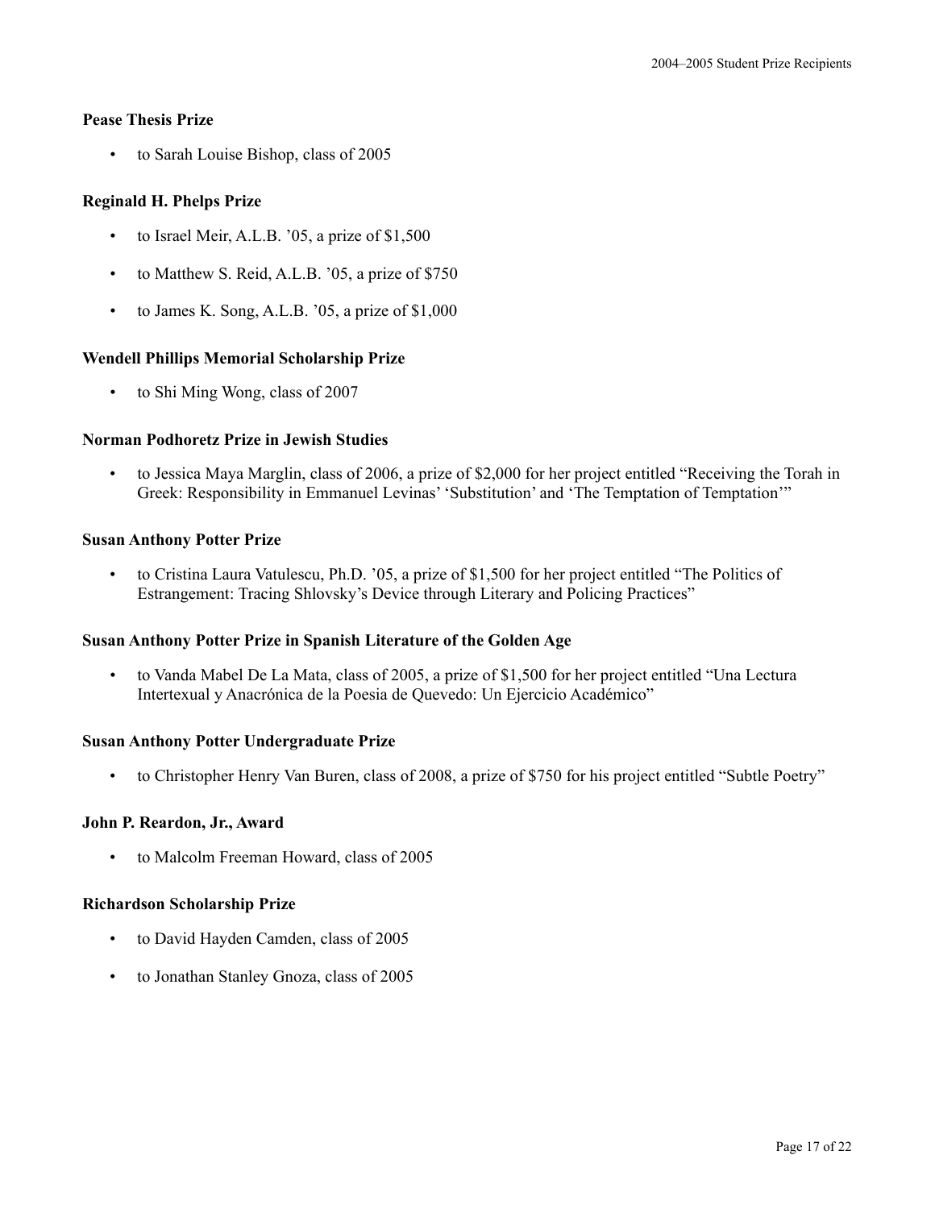### Pease Thesis Prize

- to Sarah Louise Bishop, class of 2005

### Reginald H. Phelps Prize

- to Israel Meir, A.L.B. ’05, a prize of $1,500
- to Matthew S. Reid, A.L.B. ’05, a prize of $750
- to James K. Song, A.L.B. ’05, a prize of $1,000

### Wendell Phillips Memorial Scholarship Prize

- to Shi Ming Wong, class of 2007

### Norman Podhoretz Prize in Jewish Studies

- to Jessica Maya Marglin, class of 2006, a prize of $2,000 for her project entitled “Receiving the Torah in Greek: Responsibility in Emmanuel Levinas’ ‘Substitution’ and ‘The Temptation of Temptation’”

### Susan Anthony Potter Prize

- to Cristina Laura Vatulescu, Ph.D. ’05, a prize of $1,500 for her project entitled “The Politics of Estrangement: Tracing Shlovsky’s Device through Literary and Policing Practices”

### Susan Anthony Potter Prize in Spanish Literature of the Golden Age

- to Vanda Mabel De La Mata, class of 2005, a prize of $1,500 for her project entitled “Una Lectura Intertexual y Anacrónica de la Poesia de Quevedo: Un Ejercicio Académico”

### Susan Anthony Potter Undergraduate Prize

- to Christopher Henry Van Buren, class of 2008, a prize of $750 for his project entitled “Subtle Poetry”

### John P. Reardon, Jr., Award

- to Malcolm Freeman Howard, class of 2005

### Richardson Scholarship Prize

- to David Hayden Camden, class of 2005
- to Jonathan Stanley Gnoza, class of 2005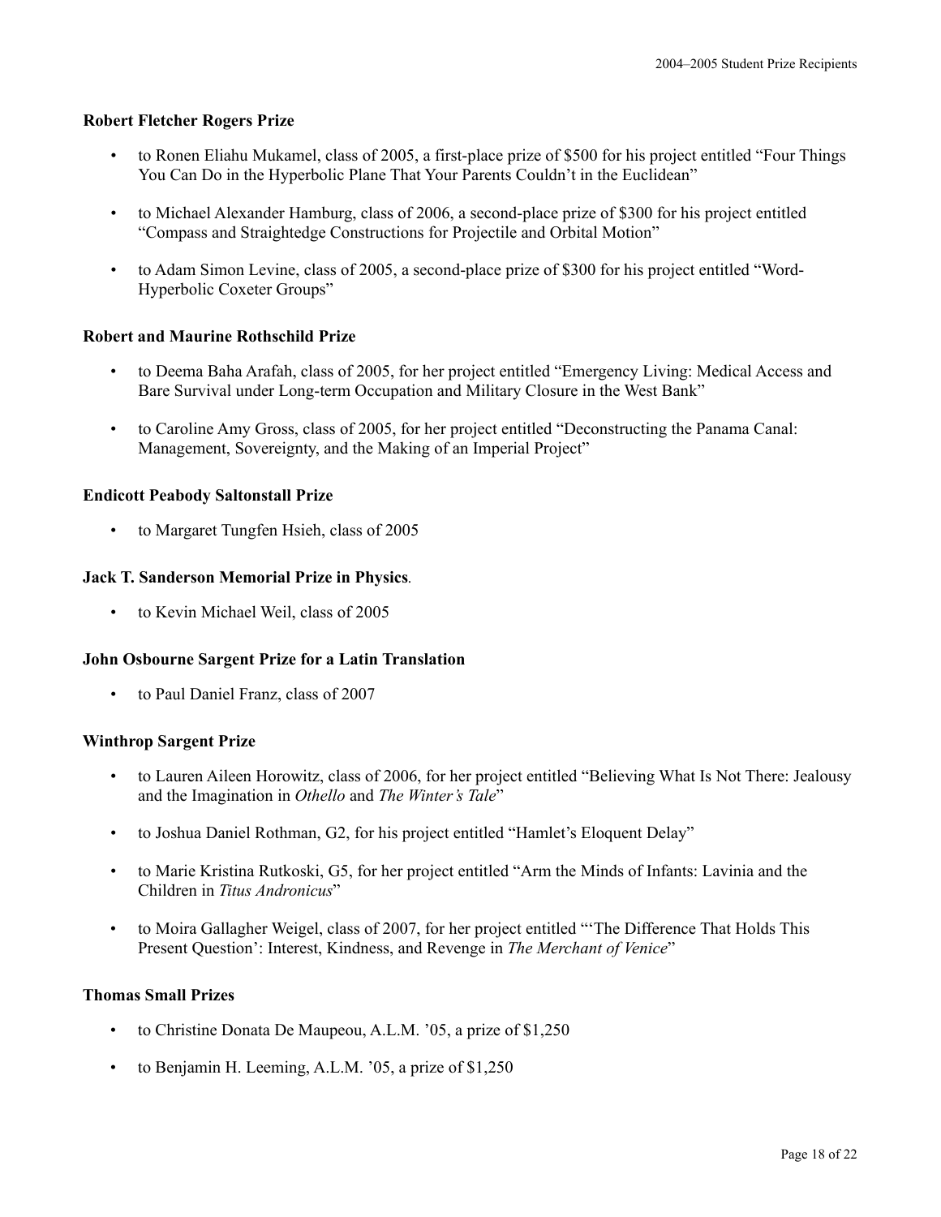**Robert Fletcher Rogers Prize**

- to Ronen Eliahu Mukamel, class of 2005, a first-place prize of $500 for his project entitled “Four Things You Can Do in the Hyperbolic Plane That Your Parents Couldn’t in the Euclidean”
- to Michael Alexander Hamburg, class of 2006, a second-place prize of $300 for his project entitled “Compass and Straightedge Constructions for Projectile and Orbital Motion”
- to Adam Simon Levine, class of 2005, a second-place prize of $300 for his project entitled “Word-Hyperbolic Coxeter Groups”

**Robert and Maurine Rothschild Prize**

- to Deema Baha Arafah, class of 2005, for her project entitled “Emergency Living: Medical Access and Bare Survival under Long-term Occupation and Military Closure in the West Bank”
- to Caroline Amy Gross, class of 2005, for her project entitled “Deconstructing the Panama Canal: Management, Sovereignty, and the Making of an Imperial Project”

**Endicott Peabody Saltonstall Prize**

- to Margaret Tungfen Hsieh, class of 2005

**Jack T. Sanderson Memorial Prize in Physics**.

- to Kevin Michael Weil, class of 2005

**John Osbourne Sargent Prize for a Latin Translation**

- to Paul Daniel Franz, class of 2007

**Winthrop Sargent Prize**

- to Lauren Aileen Horowitz, class of 2006, for her project entitled “Believing What Is Not There: Jealousy and the Imagination in *Othello* and *The Winter’s Tale*”
- to Joshua Daniel Rothman, G2, for his project entitled “Hamlet’s Eloquent Delay”
- to Marie Kristina Rutkoski, G5, for her project entitled “Arm the Minds of Infants: Lavinia and the Children in *Titus Andronicus*”
- to Moira Gallagher Weigel, class of 2007, for her project entitled “‘The Difference That Holds This Present Question’: Interest, Kindness, and Revenge in *The Merchant of Venice*”

**Thomas Small Prizes**

- to Christine Donata De Maupeou, A.L.M. ’05, a prize of $1,250
- to Benjamin H. Leeming, A.L.M. ’05, a prize of $1,250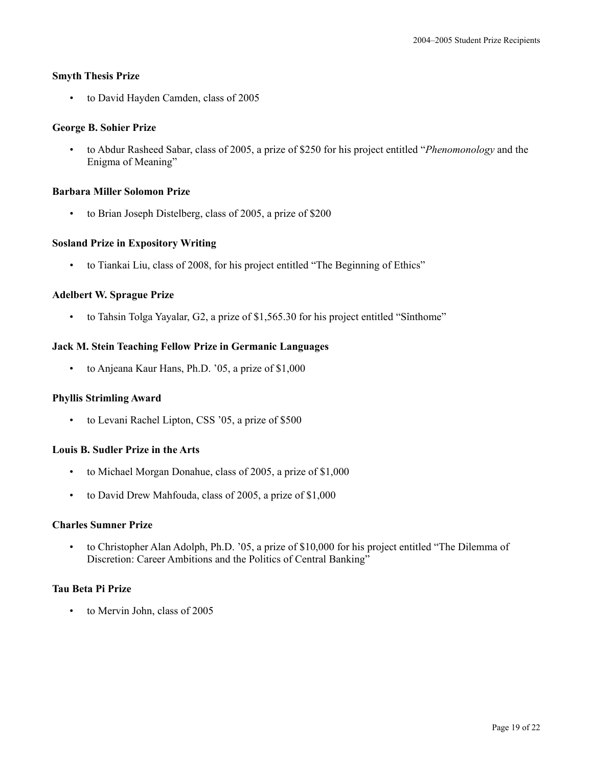### Smyth Thesis Prize

- to David Hayden Camden, class of 2005

### George B. Sohier Prize

- to Abdur Rasheed Sabar, class of 2005, a prize of $250 for his project entitled "*Phenomonology* and the Enigma of Meaning"

### Barbara Miller Solomon Prize

- to Brian Joseph Distelberg, class of 2005, a prize of $200

### Sosland Prize in Expository Writing

- to Tiankai Liu, class of 2008, for his project entitled "The Beginning of Ethics"

### Adelbert W. Sprague Prize

- to Tahsin Tolga Yayalar, G2, a prize of $1,565.30 for his project entitled "Sînthome"

### Jack M. Stein Teaching Fellow Prize in Germanic Languages

- to Anjeana Kaur Hans, Ph.D. '05, a prize of $1,000

### Phyllis Strimling Award

- to Levani Rachel Lipton, CSS '05, a prize of $500

### Louis B. Sudler Prize in the Arts

- to Michael Morgan Donahue, class of 2005, a prize of $1,000
- to David Drew Mahfouda, class of 2005, a prize of $1,000

### Charles Sumner Prize

- to Christopher Alan Adolph, Ph.D. '05, a prize of $10,000 for his project entitled "The Dilemma of Discretion: Career Ambitions and the Politics of Central Banking"

### Tau Beta Pi Prize

- to Mervin John, class of 2005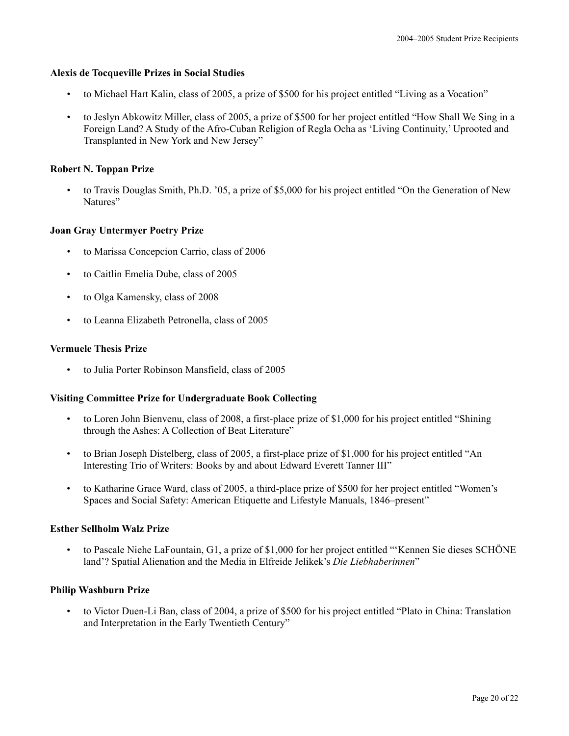**Alexis de Tocqueville Prizes in Social Studies**

- to Michael Hart Kalin, class of 2005, a prize of $500 for his project entitled "Living as a Vocation"
- to Jeslyn Abkowitz Miller, class of 2005, a prize of $500 for her project entitled "How Shall We Sing in a Foreign Land? A Study of the Afro-Cuban Religion of Regla Ocha as 'Living Continuity,' Uprooted and Transplanted in New York and New Jersey"

**Robert N. Toppan Prize**

- to Travis Douglas Smith, Ph.D. '05, a prize of $5,000 for his project entitled "On the Generation of New Natures"

**Joan Gray Untermyer Poetry Prize**

- to Marissa Concepcion Carrio, class of 2006
- to Caitlin Emelia Dube, class of 2005
- to Olga Kamensky, class of 2008
- to Leanna Elizabeth Petronella, class of 2005

**Vermuele Thesis Prize**

- to Julia Porter Robinson Mansfield, class of 2005

**Visiting Committee Prize for Undergraduate Book Collecting**

- to Loren John Bienvenu, class of 2008, a first-place prize of $1,000 for his project entitled "Shining through the Ashes: A Collection of Beat Literature"
- to Brian Joseph Distelberg, class of 2005, a first-place prize of $1,000 for his project entitled "An Interesting Trio of Writers: Books by and about Edward Everett Tanner III"
- to Katharine Grace Ward, class of 2005, a third-place prize of $500 for her project entitled "Women's Spaces and Social Safety: American Etiquette and Lifestyle Manuals, 1846–present"

**Esther Sellholm Walz Prize**

- to Pascale Niehe LaFountain, G1, a prize of $1,000 for her project entitled "'Kennen Sie dieses SCHÖNE land'? Spatial Alienation and the Media in Elfreide Jelikek's *Die Liebhaberinnen*"

**Philip Washburn Prize**

- to Victor Duen-Li Ban, class of 2004, a prize of $500 for his project entitled "Plato in China: Translation and Interpretation in the Early Twentieth Century"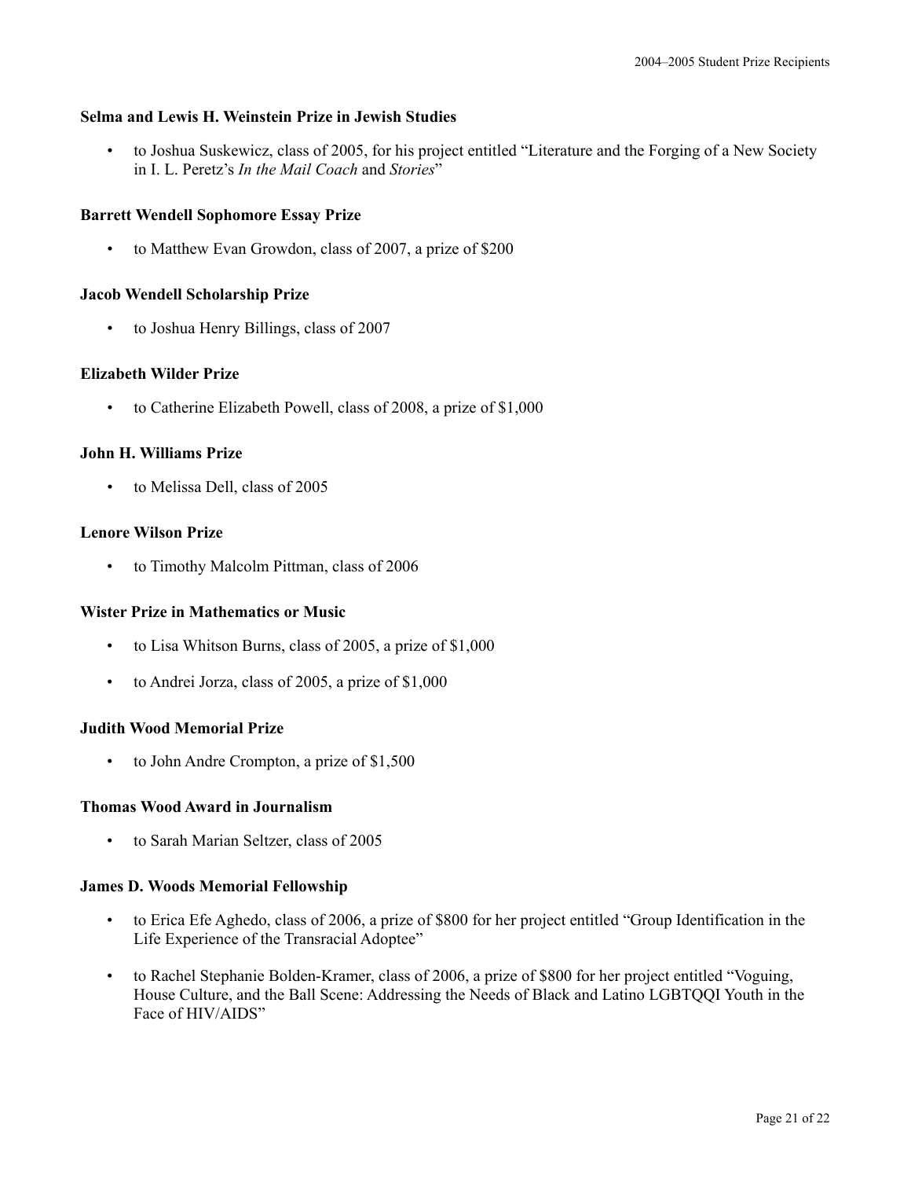**Selma and Lewis H. Weinstein Prize in Jewish Studies**

- to Joshua Suskewicz, class of 2005, for his project entitled "Literature and the Forging of a New Society in I. L. Peretz's *In the Mail Coach* and *Stories*"

**Barrett Wendell Sophomore Essay Prize**

- to Matthew Evan Growdon, class of 2007, a prize of $200

**Jacob Wendell Scholarship Prize**

- to Joshua Henry Billings, class of 2007

**Elizabeth Wilder Prize**

- to Catherine Elizabeth Powell, class of 2008, a prize of $1,000

**John H. Williams Prize**

- to Melissa Dell, class of 2005

**Lenore Wilson Prize**

- to Timothy Malcolm Pittman, class of 2006

**Wister Prize in Mathematics or Music**

- to Lisa Whitson Burns, class of 2005, a prize of $1,000
- to Andrei Jorza, class of 2005, a prize of $1,000

**Judith Wood Memorial Prize**

- to John Andre Crompton, a prize of $1,500

**Thomas Wood Award in Journalism**

- to Sarah Marian Seltzer, class of 2005

**James D. Woods Memorial Fellowship**

- to Erica Efe Aghedo, class of 2006, a prize of $800 for her project entitled "Group Identification in the Life Experience of the Transracial Adoptee"
- to Rachel Stephanie Bolden-Kramer, class of 2006, a prize of $800 for her project entitled "Voguing, House Culture, and the Ball Scene: Addressing the Needs of Black and Latino LGBTQQI Youth in the Face of HIV/AIDS"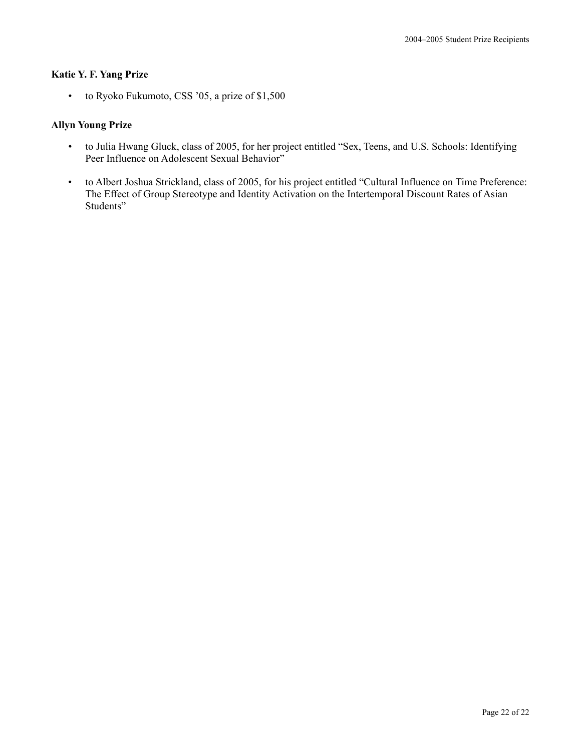**Katie Y. F. Yang Prize**

- to Ryoko Fukumoto, CSS ’05, a prize of $1,500

**Allyn Young Prize**

- to Julia Hwang Gluck, class of 2005, for her project entitled “Sex, Teens, and U.S. Schools: Identifying Peer Influence on Adolescent Sexual Behavior”
- to Albert Joshua Strickland, class of 2005, for his project entitled “Cultural Influence on Time Preference: The Effect of Group Stereotype and Identity Activation on the Intertemporal Discount Rates of Asian Students”